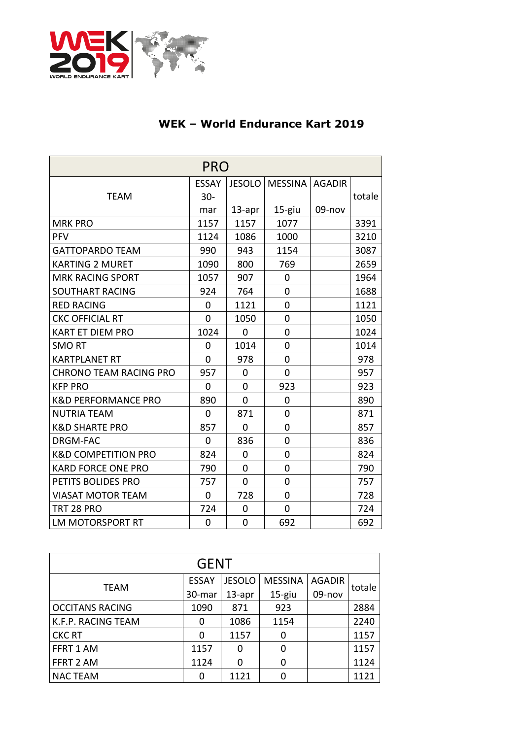# WEK – World Endurance Kart 2019

| PRO | | | | | |
|---|---|---|---|---|---|
| TEAM | ESSAY 30-mar | JESOLO 13-apr | MESSINA 15-giu | AGADIR 09-nov | totale |
| MRK PRO | 1157 | 1157 | 1077 | | 3391 |
| PFV | 1124 | 1086 | 1000 | | 3210 |
| GATTOPARDO TEAM | 990 | 943 | 1154 | | 3087 |
| KARTING 2 MURET | 1090 | 800 | 769 | | 2659 |
| MRK RACING SPORT | 1057 | 907 | 0 | | 1964 |
| SOUTHART RACING | 924 | 764 | 0 | | 1688 |
| RED RACING | 0 | 1121 | 0 | | 1121 |
| CKC OFFICIAL RT | 0 | 1050 | 0 | | 1050 |
| KART ET DIEM PRO | 1024 | 0 | 0 | | 1024 |
| SMO RT | 0 | 1014 | 0 | | 1014 |
| KARTPLANET RT | 0 | 978 | 0 | | 978 |
| CHRONO TEAM RACING PRO | 957 | 0 | 0 | | 957 |
| KFP PRO | 0 | 0 | 923 | | 923 |
| K&D PERFORMANCE PRO | 890 | 0 | 0 | | 890 |
| NUTRIA TEAM | 0 | 871 | 0 | | 871 |
| K&D SHARTE PRO | 857 | 0 | 0 | | 857 |
| DRGM-FAC | 0 | 836 | 0 | | 836 |
| K&D COMPETITION PRO | 824 | 0 | 0 | | 824 |
| KARD FORCE ONE PRO | 790 | 0 | 0 | | 790 |
| PETITS BOLIDES PRO | 757 | 0 | 0 | | 757 |
| VIASAT MOTOR TEAM | 0 | 728 | 0 | | 728 |
| TRT 28 PRO | 724 | 0 | 0 | | 724 |
| LM MOTORSPORT RT | 0 | 0 | 692 | | 692 |

| GENT | | | | | |
|---|---|---|---|---|---|
| TEAM | ESSAY 30-mar | JESOLO 13-apr | MESSINA 15-giu | AGADIR 09-nov | totale |
| OCCITANS RACING | 1090 | 871 | 923 | | 2884 |
| K.F.P. RACING TEAM | 0 | 1086 | 1154 | | 2240 |
| CKC RT | 0 | 1157 | 0 | | 1157 |
| FFRT 1 AM | 1157 | 0 | 0 | | 1157 |
| FFRT 2 AM | 1124 | 0 | 0 | | 1124 |
| NAC TEAM | 0 | 1121 | 0 | | 1121 |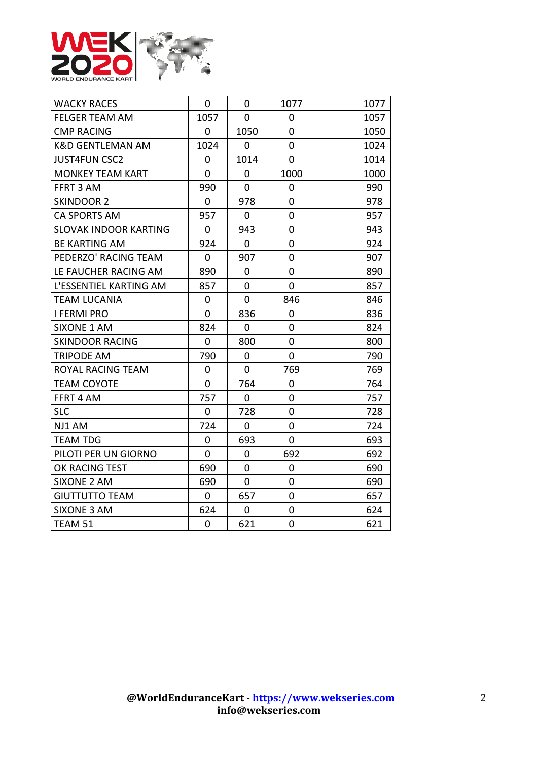| | | | | | |
|---|---|---|---|---|---|
| WACKY RACES | 0 | 0 | 1077 | | 1077 |
| FELGER TEAM AM | 1057 | 0 | 0 | | 1057 |
| CMP RACING | 0 | 1050 | 0 | | 1050 |
| K&D GENTLEMAN AM | 1024 | 0 | 0 | | 1024 |
| JUST4FUN CSC2 | 0 | 1014 | 0 | | 1014 |
| MONKEY TEAM KART | 0 | 0 | 1000 | | 1000 |
| FFRT 3 AM | 990 | 0 | 0 | | 990 |
| SKINDOOR 2 | 0 | 978 | 0 | | 978 |
| CA SPORTS AM | 957 | 0 | 0 | | 957 |
| SLOVAK INDOOR KARTING | 0 | 943 | 0 | | 943 |
| BE KARTING AM | 924 | 0 | 0 | | 924 |
| PEDERZO' RACING TEAM | 0 | 907 | 0 | | 907 |
| LE FAUCHER RACING AM | 890 | 0 | 0 | | 890 |
| L'ESSENTIEL KARTING AM | 857 | 0 | 0 | | 857 |
| TEAM LUCANIA | 0 | 0 | 846 | | 846 |
| I FERMI PRO | 0 | 836 | 0 | | 836 |
| SIXONE 1 AM | 824 | 0 | 0 | | 824 |
| SKINDOOR RACING | 0 | 800 | 0 | | 800 |
| TRIPODE AM | 790 | 0 | 0 | | 790 |
| ROYAL RACING TEAM | 0 | 0 | 769 | | 769 |
| TEAM COYOTE | 0 | 764 | 0 | | 764 |
| FFRT 4 AM | 757 | 0 | 0 | | 757 |
| SLC | 0 | 728 | 0 | | 728 |
| NJ1 AM | 724 | 0 | 0 | | 724 |
| TEAM TDG | 0 | 693 | 0 | | 693 |
| PILOTI PER UN GIORNO | 0 | 0 | 692 | | 692 |
| OK RACING TEST | 690 | 0 | 0 | | 690 |
| SIXONE 2 AM | 690 | 0 | 0 | | 690 |
| GIUTTUTTO TEAM | 0 | 657 | 0 | | 657 |
| SIXONE 3 AM | 624 | 0 | 0 | | 624 |
| TEAM 51 | 0 | 621 | 0 | | 621 |

**@WorldEnduranceKart - https://www.wekseries.com**
**info@wekseries.com**